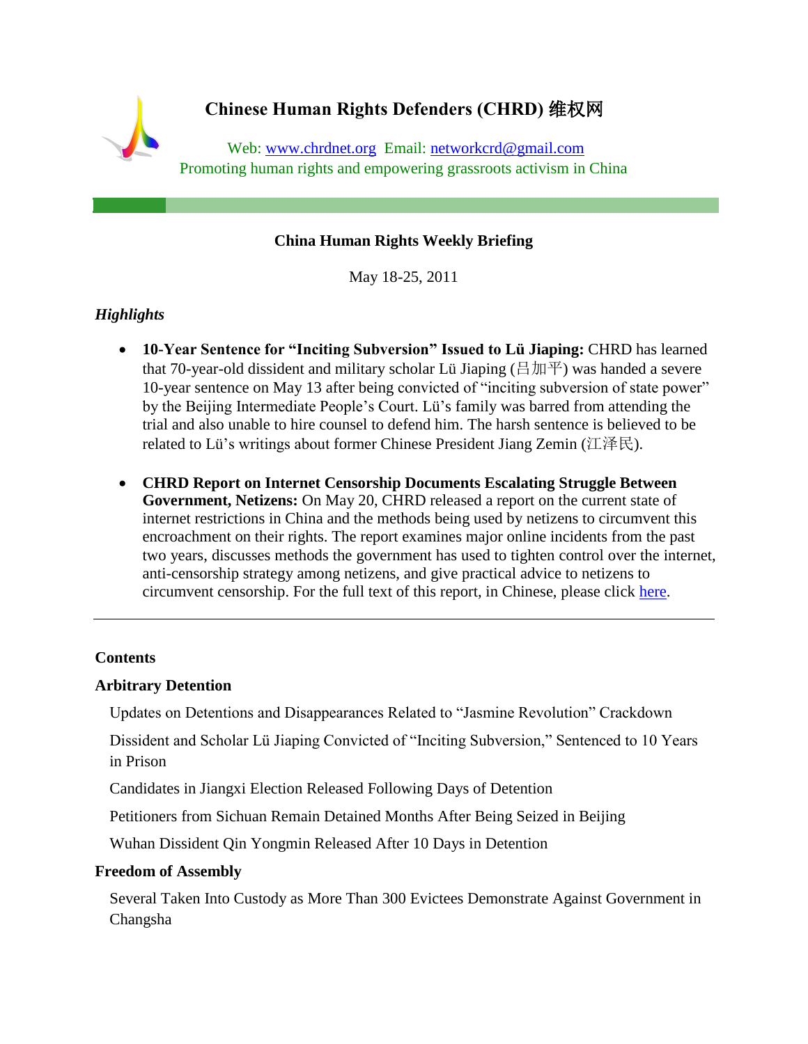# Chinese Human Rights Defenders (CHRD) 维权网

Web: www.chrdnet.org  Email: networkcrd@gmail.com
Promoting human rights and empowering grassroots activism in China

## China Human Rights Weekly Briefing

May 18-25, 2011

*Highlights*

- **10-Year Sentence for "Inciting Subversion" Issued to Lü Jiaping:** CHRD has learned that 70-year-old dissident and military scholar Lü Jiaping (吕加平) was handed a severe 10-year sentence on May 13 after being convicted of "inciting subversion of state power" by the Beijing Intermediate People's Court. Lü's family was barred from attending the trial and also unable to hire counsel to defend him. The harsh sentence is believed to be related to Lü's writings about former Chinese President Jiang Zemin (江泽民).

- **CHRD Report on Internet Censorship Documents Escalating Struggle Between Government, Netizens:** On May 20, CHRD released a report on the current state of internet restrictions in China and the methods being used by netizens to circumvent this encroachment on their rights. The report examines major online incidents from the past two years, discusses methods the government has used to tighten control over the internet, anti-censorship strategy among netizens, and give practical advice to netizens to circumvent censorship. For the full text of this report, in Chinese, please click here.

---

**Contents**

**Arbitrary Detention**

Updates on Detentions and Disappearances Related to "Jasmine Revolution" Crackdown

Dissident and Scholar Lü Jiaping Convicted of "Inciting Subversion," Sentenced to 10 Years in Prison

Candidates in Jiangxi Election Released Following Days of Detention

Petitioners from Sichuan Remain Detained Months After Being Seized in Beijing

Wuhan Dissident Qin Yongmin Released After 10 Days in Detention

**Freedom of Assembly**

Several Taken Into Custody as More Than 300 Evictees Demonstrate Against Government in Changsha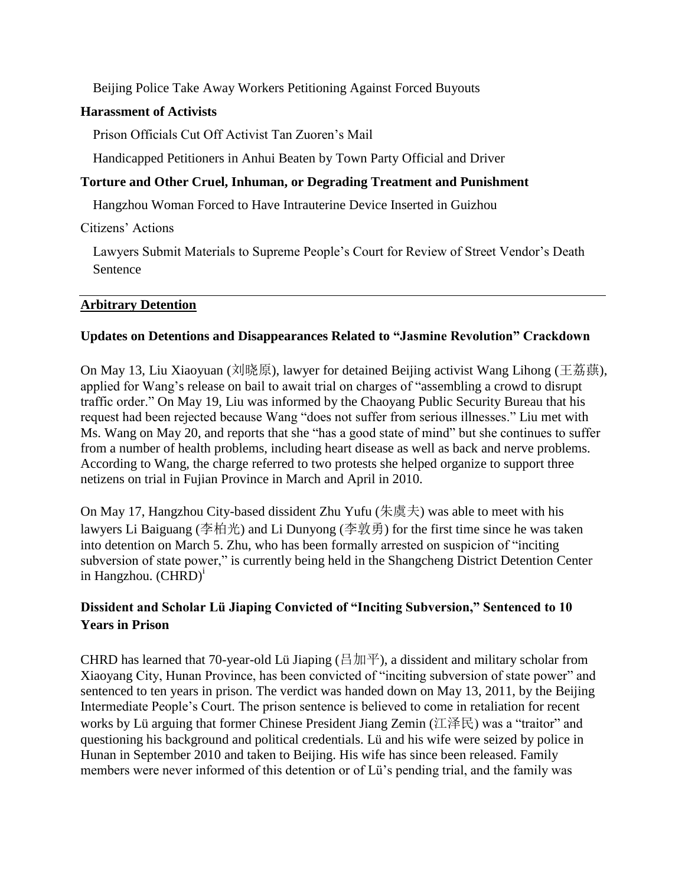Beijing Police Take Away Workers Petitioning Against Forced Buyouts

**Harassment of Activists**

Prison Officials Cut Off Activist Tan Zuoren's Mail

Handicapped Petitioners in Anhui Beaten by Town Party Official and Driver

**Torture and Other Cruel, Inhuman, or Degrading Treatment and Punishment**

Hangzhou Woman Forced to Have Intrauterine Device Inserted in Guizhou

Citizens' Actions

Lawyers Submit Materials to Supreme People's Court for Review of Street Vendor's Death Sentence

---

## Arbitrary Detention

### Updates on Detentions and Disappearances Related to "Jasmine Revolution" Crackdown

On May 13, Liu Xiaoyuan (刘晓原), lawyer for detained Beijing activist Wang Lihong (王荔蕻), applied for Wang's release on bail to await trial on charges of "assembling a crowd to disrupt traffic order." On May 19, Liu was informed by the Chaoyang Public Security Bureau that his request had been rejected because Wang "does not suffer from serious illnesses." Liu met with Ms. Wang on May 20, and reports that she "has a good state of mind" but she continues to suffer from a number of health problems, including heart disease as well as back and nerve problems. According to Wang, the charge referred to two protests she helped organize to support three netizens on trial in Fujian Province in March and April in 2010.

On May 17, Hangzhou City-based dissident Zhu Yufu (朱虞夫) was able to meet with his lawyers Li Baiguang (李柏光) and Li Dunyong (李敦勇) for the first time since he was taken into detention on March 5. Zhu, who has been formally arrested on suspicion of "inciting subversion of state power," is currently being held in the Shangcheng District Detention Center in Hangzhou. (CHRD)[i]

### Dissident and Scholar Lü Jiaping Convicted of "Inciting Subversion," Sentenced to 10 Years in Prison

CHRD has learned that 70-year-old Lü Jiaping (吕加平), a dissident and military scholar from Xiaoyang City, Hunan Province, has been convicted of "inciting subversion of state power" and sentenced to ten years in prison. The verdict was handed down on May 13, 2011, by the Beijing Intermediate People's Court. The prison sentence is believed to come in retaliation for recent works by Lü arguing that former Chinese President Jiang Zemin (江泽民) was a "traitor" and questioning his background and political credentials. Lü and his wife were seized by police in Hunan in September 2010 and taken to Beijing. His wife has since been released. Family members were never informed of this detention or of Lü's pending trial, and the family was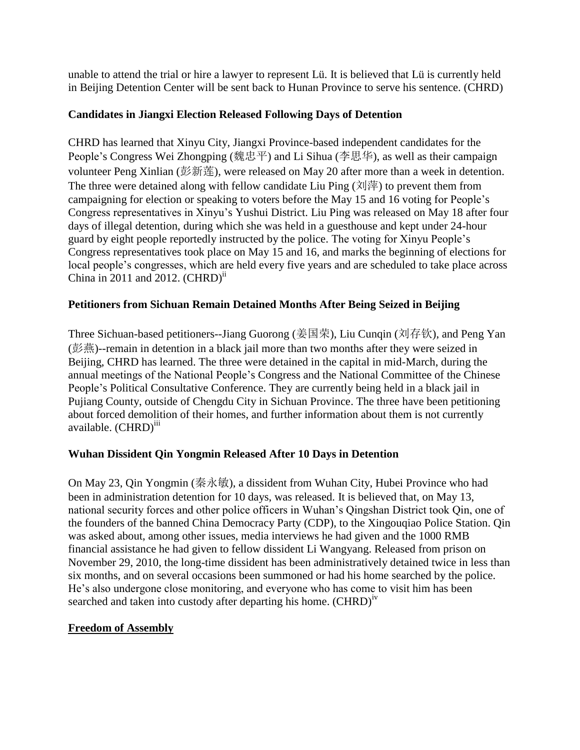unable to attend the trial or hire a lawyer to represent Lü. It is believed that Lü is currently held in Beijing Detention Center will be sent back to Hunan Province to serve his sentence. (CHRD)

**Candidates in Jiangxi Election Released Following Days of Detention**

CHRD has learned that Xinyu City, Jiangxi Province-based independent candidates for the People's Congress Wei Zhongping (魏忠平) and Li Sihua (李思华), as well as their campaign volunteer Peng Xinlian (彭新莲), were released on May 20 after more than a week in detention. The three were detained along with fellow candidate Liu Ping (刘萍) to prevent them from campaigning for election or speaking to voters before the May 15 and 16 voting for People's Congress representatives in Xinyu's Yushui District. Liu Ping was released on May 18 after four days of illegal detention, during which she was held in a guesthouse and kept under 24-hour guard by eight people reportedly instructed by the police. The voting for Xinyu People's Congress representatives took place on May 15 and 16, and marks the beginning of elections for local people's congresses, which are held every five years and are scheduled to take place across China in 2011 and 2012. (CHRD)[ii]

**Petitioners from Sichuan Remain Detained Months After Being Seized in Beijing**

Three Sichuan-based petitioners--Jiang Guorong (姜国荣), Liu Cunqin (刘存钦), and Peng Yan (彭燕)--remain in detention in a black jail more than two months after they were seized in Beijing, CHRD has learned. The three were detained in the capital in mid-March, during the annual meetings of the National People's Congress and the National Committee of the Chinese People's Political Consultative Conference. They are currently being held in a black jail in Pujiang County, outside of Chengdu City in Sichuan Province. The three have been petitioning about forced demolition of their homes, and further information about them is not currently available. (CHRD)[iii]

**Wuhan Dissident Qin Yongmin Released After 10 Days in Detention**

On May 23, Qin Yongmin (秦永敏), a dissident from Wuhan City, Hubei Province who had been in administration detention for 10 days, was released. It is believed that, on May 13, national security forces and other police officers in Wuhan's Qingshan District took Qin, one of the founders of the banned China Democracy Party (CDP), to the Xingouqiao Police Station. Qin was asked about, among other issues, media interviews he had given and the 1000 RMB financial assistance he had given to fellow dissident Li Wangyang. Released from prison on November 29, 2010, the long-time dissident has been administratively detained twice in less than six months, and on several occasions been summoned or had his home searched by the police. He's also undergone close monitoring, and everyone who has come to visit him has been searched and taken into custody after departing his home. (CHRD)[iv]

**Freedom of Assembly**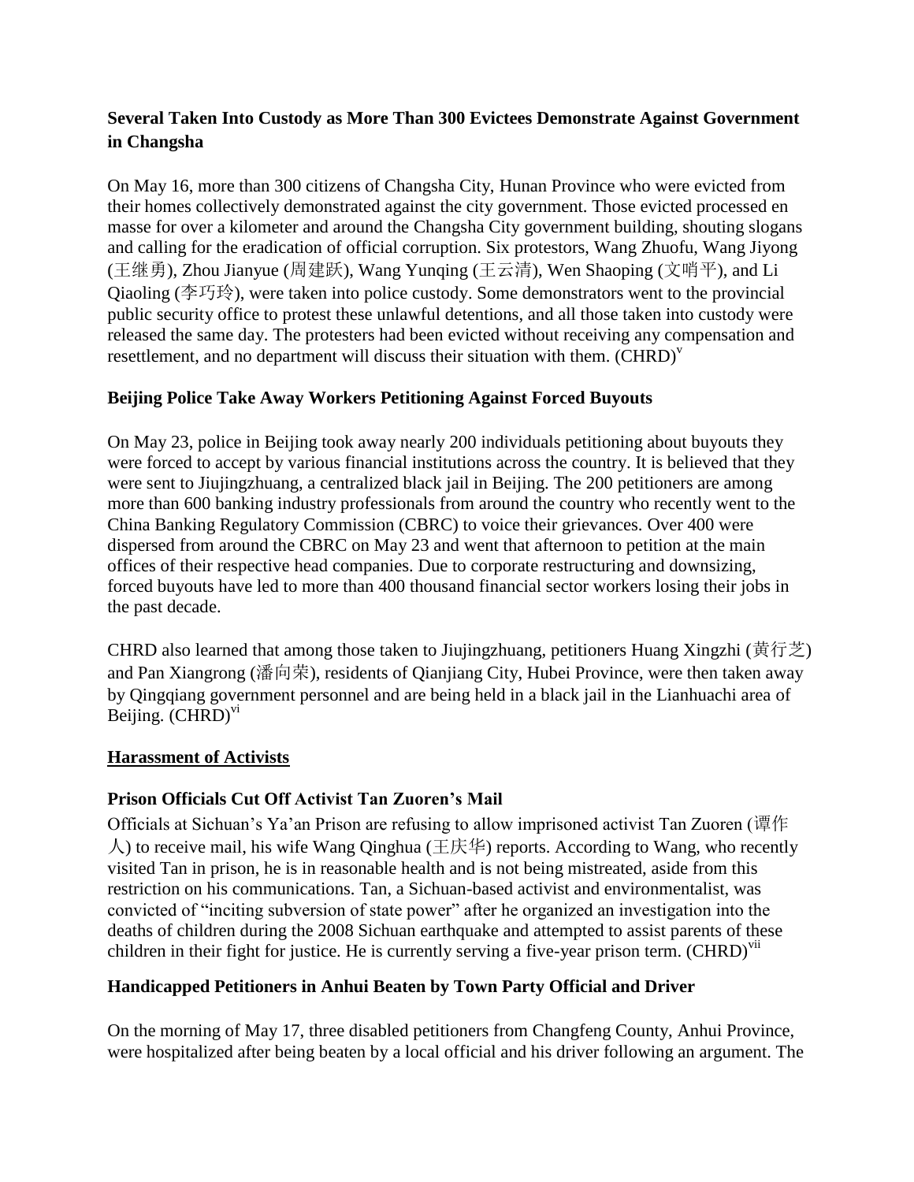### Several Taken Into Custody as More Than 300 Evictees Demonstrate Against Government in Changsha

On May 16, more than 300 citizens of Changsha City, Hunan Province who were evicted from their homes collectively demonstrated against the city government. Those evicted processed en masse for over a kilometer and around the Changsha City government building, shouting slogans and calling for the eradication of official corruption. Six protestors, Wang Zhuofu, Wang Jiyong (王继勇), Zhou Jianyue (周建跃), Wang Yunqing (王云清), Wen Shaoping (文哨平), and Li Qiaoling (李巧玲), were taken into police custody. Some demonstrators went to the provincial public security office to protest these unlawful detentions, and all those taken into custody were released the same day. The protesters had been evicted without receiving any compensation and resettlement, and no department will discuss their situation with them. (CHRD)[v]

### Beijing Police Take Away Workers Petitioning Against Forced Buyouts

On May 23, police in Beijing took away nearly 200 individuals petitioning about buyouts they were forced to accept by various financial institutions across the country. It is believed that they were sent to Jiujingzhuang, a centralized black jail in Beijing. The 200 petitioners are among more than 600 banking industry professionals from around the country who recently went to the China Banking Regulatory Commission (CBRC) to voice their grievances. Over 400 were dispersed from around the CBRC on May 23 and went that afternoon to petition at the main offices of their respective head companies. Due to corporate restructuring and downsizing, forced buyouts have led to more than 400 thousand financial sector workers losing their jobs in the past decade.

CHRD also learned that among those taken to Jiujingzhuang, petitioners Huang Xingzhi (黄行芝) and Pan Xiangrong (潘向荣), residents of Qianjiang City, Hubei Province, were then taken away by Qingqiang government personnel and are being held in a black jail in the Lianhuachi area of Beijing. (CHRD)[vi]

## Harassment of Activists

### Prison Officials Cut Off Activist Tan Zuoren's Mail

Officials at Sichuan's Ya'an Prison are refusing to allow imprisoned activist Tan Zuoren (谭作人) to receive mail, his wife Wang Qinghua (王庆华) reports. According to Wang, who recently visited Tan in prison, he is in reasonable health and is not being mistreated, aside from this restriction on his communications. Tan, a Sichuan-based activist and environmentalist, was convicted of "inciting subversion of state power" after he organized an investigation into the deaths of children during the 2008 Sichuan earthquake and attempted to assist parents of these children in their fight for justice. He is currently serving a five-year prison term. (CHRD)[vii]

### Handicapped Petitioners in Anhui Beaten by Town Party Official and Driver

On the morning of May 17, three disabled petitioners from Changfeng County, Anhui Province, were hospitalized after being beaten by a local official and his driver following an argument. The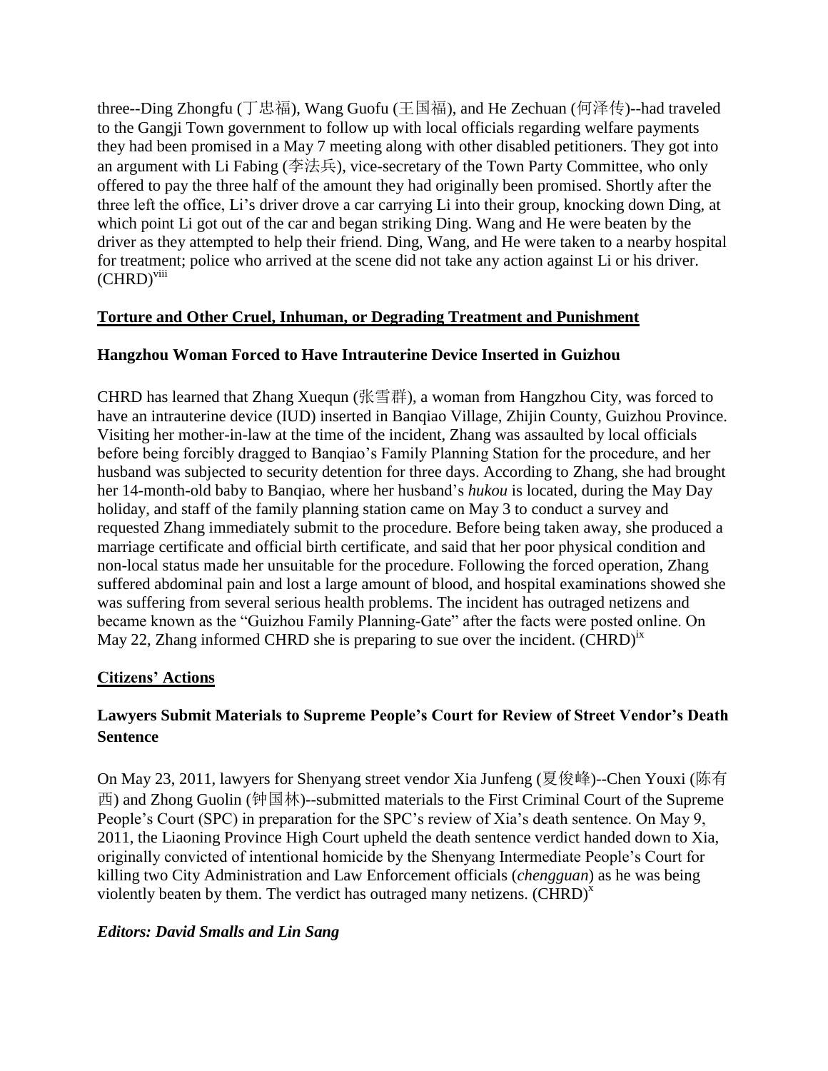three--Ding Zhongfu (丁忠福), Wang Guofu (王国福), and He Zechuan (何泽传)--had traveled to the Gangji Town government to follow up with local officials regarding welfare payments they had been promised in a May 7 meeting along with other disabled petitioners. They got into an argument with Li Fabing (李法兵), vice-secretary of the Town Party Committee, who only offered to pay the three half of the amount they had originally been promised. Shortly after the three left the office, Li's driver drove a car carrying Li into their group, knocking down Ding, at which point Li got out of the car and began striking Ding. Wang and He were beaten by the driver as they attempted to help their friend. Ding, Wang, and He were taken to a nearby hospital for treatment; police who arrived at the scene did not take any action against Li or his driver. (CHRD)[viii]

## Torture and Other Cruel, Inhuman, or Degrading Treatment and Punishment

### Hangzhou Woman Forced to Have Intrauterine Device Inserted in Guizhou

CHRD has learned that Zhang Xuequn (张雪群), a woman from Hangzhou City, was forced to have an intrauterine device (IUD) inserted in Banqiao Village, Zhijin County, Guizhou Province. Visiting her mother-in-law at the time of the incident, Zhang was assaulted by local officials before being forcibly dragged to Banqiao's Family Planning Station for the procedure, and her husband was subjected to security detention for three days. According to Zhang, she had brought her 14-month-old baby to Banqiao, where her husband's *hukou* is located, during the May Day holiday, and staff of the family planning station came on May 3 to conduct a survey and requested Zhang immediately submit to the procedure. Before being taken away, she produced a marriage certificate and official birth certificate, and said that her poor physical condition and non-local status made her unsuitable for the procedure. Following the forced operation, Zhang suffered abdominal pain and lost a large amount of blood, and hospital examinations showed she was suffering from several serious health problems. The incident has outraged netizens and became known as the "Guizhou Family Planning-Gate" after the facts were posted online. On May 22, Zhang informed CHRD she is preparing to sue over the incident. (CHRD)[ix]

## Citizens' Actions

### Lawyers Submit Materials to Supreme People's Court for Review of Street Vendor's Death Sentence

On May 23, 2011, lawyers for Shenyang street vendor Xia Junfeng (夏俊峰)--Chen Youxi (陈有西) and Zhong Guolin (钟国林)--submitted materials to the First Criminal Court of the Supreme People's Court (SPC) in preparation for the SPC's review of Xia's death sentence. On May 9, 2011, the Liaoning Province High Court upheld the death sentence verdict handed down to Xia, originally convicted of intentional homicide by the Shenyang Intermediate People's Court for killing two City Administration and Law Enforcement officials (*chengguan*) as he was being violently beaten by them. The verdict has outraged many netizens. (CHRD)[x]

***Editors: David Smalls and Lin Sang***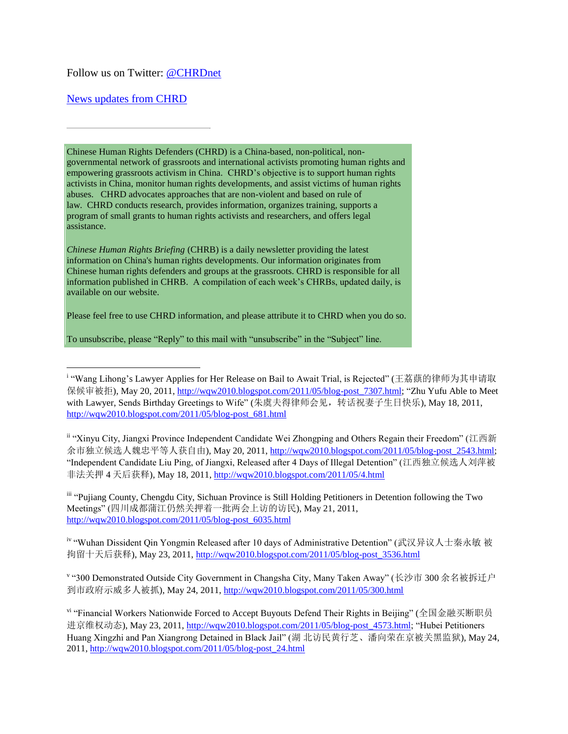Follow us on Twitter: [@CHRDnet]

[News updates from CHRD]

---

Chinese Human Rights Defenders (CHRD) is a China-based, non-political, non-governmental network of grassroots and international activists promoting human rights and empowering grassroots activism in China. CHRD's objective is to support human rights activists in China, monitor human rights developments, and assist victims of human rights abuses. CHRD advocates approaches that are non-violent and based on rule of law. CHRD conducts research, provides information, organizes training, supports a program of small grants to human rights activists and researchers, and offers legal assistance.

*Chinese Human Rights Briefing* (CHRB) is a daily newsletter providing the latest information on China's human rights developments. Our information originates from Chinese human rights defenders and groups at the grassroots. CHRD is responsible for all information published in CHRB. A compilation of each week's CHRBs, updated daily, is available on our website.

Please feel free to use CHRD information, and please attribute it to CHRD when you do so.

To unsubscribe, please "Reply" to this mail with "unsubscribe" in the "Subject" line.

---

[i] "Wang Lihong's Lawyer Applies for Her Release on Bail to Await Trial, is Rejected" (王荔蕻的律师为其申请取保候审被拒), May 20, 2011, http://wqw2010.blogspot.com/2011/05/blog-post_7307.html; "Zhu Yufu Able to Meet with Lawyer, Sends Birthday Greetings to Wife" (朱虞夫得律师会见，转话祝妻子生日快乐), May 18, 2011, http://wqw2010.blogspot.com/2011/05/blog-post_681.html

[ii] "Xinyu City, Jiangxi Province Independent Candidate Wei Zhongping and Others Regain their Freedom" (江西新余市独立候选人魏忠平等人获自由), May 20, 2011, http://wqw2010.blogspot.com/2011/05/blog-post_2543.html; "Independent Candidate Liu Ping, of Jiangxi, Released after 4 Days of Illegal Detention" (江西独立候选人刘萍被非法关押 4 天后获释), May 18, 2011, http://wqw2010.blogspot.com/2011/05/4.html

[iii] "Pujiang County, Chengdu City, Sichuan Province is Still Holding Petitioners in Detention following the Two Meetings" (四川成都蒲江仍然关押着一批两会上访的访民), May 21, 2011, http://wqw2010.blogspot.com/2011/05/blog-post_6035.html

[iv] "Wuhan Dissident Qin Yongmin Released after 10 days of Administrative Detention" (武汉异议人士秦永敏 被拘留十天后获释), May 23, 2011, http://wqw2010.blogspot.com/2011/05/blog-post_3536.html

[v] "300 Demonstrated Outside City Government in Changsha City, Many Taken Away" (长沙市 300 余名被拆迁户到市政府示威多人被抓), May 24, 2011, http://wqw2010.blogspot.com/2011/05/300.html

[vi] "Financial Workers Nationwide Forced to Accept Buyouts Defend Their Rights in Beijing" (全国金融买断职员进京维权动态), May 23, 2011, http://wqw2010.blogspot.com/2011/05/blog-post_4573.html; "Hubei Petitioners Huang Xingzhi and Pan Xiangrong Detained in Black Jail" (湖 北访民黄行芝、潘向荣在京被关黑监狱), May 24, 2011, http://wqw2010.blogspot.com/2011/05/blog-post_24.html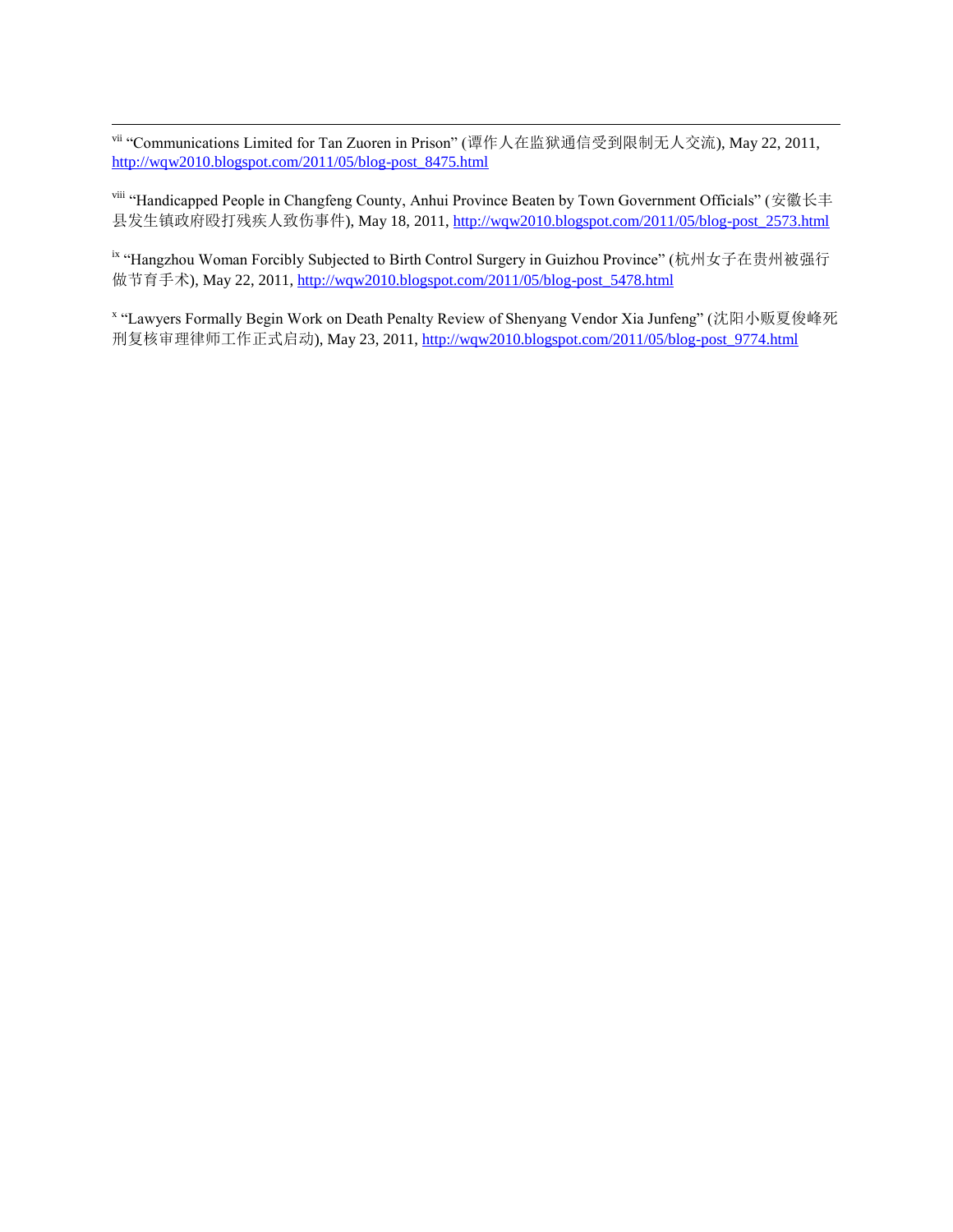[vii] "Communications Limited for Tan Zuoren in Prison" (谭作人在监狱通信受到限制无人交流), May 22, 2011, http://wqw2010.blogspot.com/2011/05/blog-post_8475.html

[viii] "Handicapped People in Changfeng County, Anhui Province Beaten by Town Government Officials" (安徽长丰县发生镇政府殴打残疾人致伤事件), May 18, 2011, http://wqw2010.blogspot.com/2011/05/blog-post_2573.html

[ix] "Hangzhou Woman Forcibly Subjected to Birth Control Surgery in Guizhou Province" (杭州女子在贵州被强行做节育手术), May 22, 2011, http://wqw2010.blogspot.com/2011/05/blog-post_5478.html

[x] "Lawyers Formally Begin Work on Death Penalty Review of Shenyang Vendor Xia Junfeng" (沈阳小贩夏俊峰死刑复核审理律师工作正式启动), May 23, 2011, http://wqw2010.blogspot.com/2011/05/blog-post_9774.html